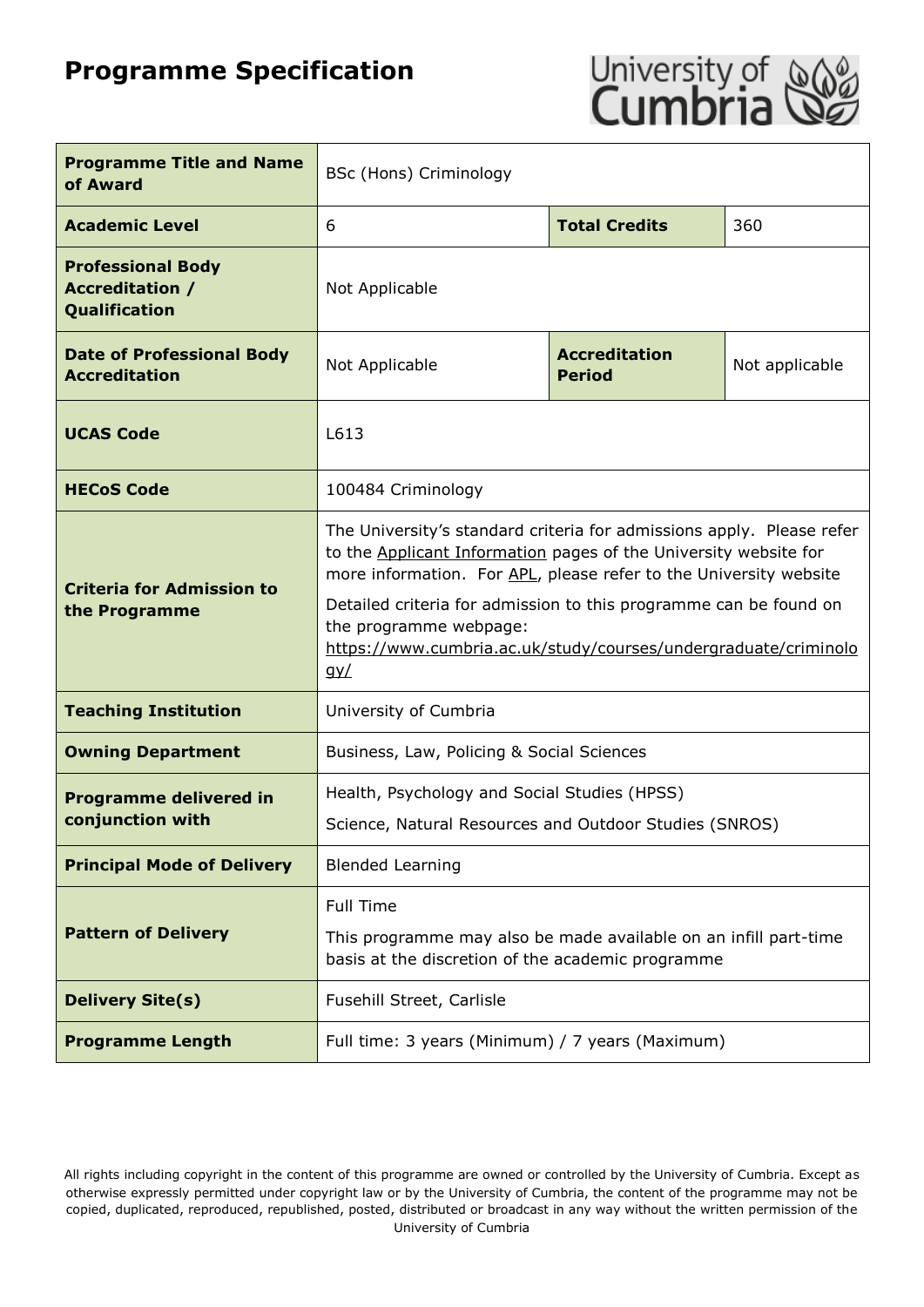# Programme Specification

| Programme Title and Name of Award | BSc (Hons) Criminology | | |
|---|---|---|---|
| **Academic Level** | 6 | **Total Credits** | 360 |
| **Professional Body Accreditation / Qualification** | Not Applicable | | |
| **Date of Professional Body Accreditation** | Not Applicable | **Accreditation Period** | Not applicable |
| **UCAS Code** | L613 | | |
| **HECoS Code** | 100484 Criminology | | |
| **Criteria for Admission to the Programme** | The University's standard criteria for admissions apply. Please refer to the Applicant Information pages of the University website for more information. For APL, please refer to the University website<br><br>Detailed criteria for admission to this programme can be found on the programme webpage: https://www.cumbria.ac.uk/study/courses/undergraduate/criminology/ | | |
| **Teaching Institution** | University of Cumbria | | |
| **Owning Department** | Business, Law, Policing & Social Sciences | | |
| **Programme delivered in conjunction with** | Health, Psychology and Social Studies (HPSS)<br><br>Science, Natural Resources and Outdoor Studies (SNROS) | | |
| **Principal Mode of Delivery** | Blended Learning | | |
| **Pattern of Delivery** | Full Time<br><br>This programme may also be made available on an infill part-time basis at the discretion of the academic programme | | |
| **Delivery Site(s)** | Fusehill Street, Carlisle | | |
| **Programme Length** | Full time: 3 years (Minimum) / 7 years (Maximum) | | |

All rights including copyright in the content of this programme are owned or controlled by the University of Cumbria. Except as otherwise expressly permitted under copyright law or by the University of Cumbria, the content of the programme may not be copied, duplicated, reproduced, republished, posted, distributed or broadcast in any way without the written permission of the University of Cumbria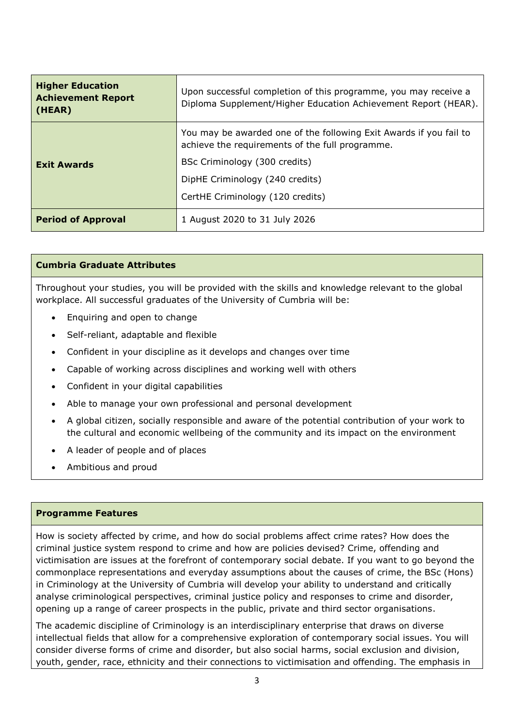| | |
|---|---|
| **Higher Education Achievement Report (HEAR)** | Upon successful completion of this programme, you may receive a Diploma Supplement/Higher Education Achievement Report (HEAR). |
| **Exit Awards** | You may be awarded one of the following Exit Awards if you fail to achieve the requirements of the full programme.<br>BSc Criminology (300 credits)<br>DipHE Criminology (240 credits)<br>CertHE Criminology (120 credits) |
| **Period of Approval** | 1 August 2020 to 31 July 2026 |

## Cumbria Graduate Attributes

Throughout your studies, you will be provided with the skills and knowledge relevant to the global workplace. All successful graduates of the University of Cumbria will be:

- Enquiring and open to change
- Self-reliant, adaptable and flexible
- Confident in your discipline as it develops and changes over time
- Capable of working across disciplines and working well with others
- Confident in your digital capabilities
- Able to manage your own professional and personal development
- A global citizen, socially responsible and aware of the potential contribution of your work to the cultural and economic wellbeing of the community and its impact on the environment
- A leader of people and of places
- Ambitious and proud

## Programme Features

How is society affected by crime, and how do social problems affect crime rates? How does the criminal justice system respond to crime and how are policies devised? Crime, offending and victimisation are issues at the forefront of contemporary social debate. If you want to go beyond the commonplace representations and everyday assumptions about the causes of crime, the BSc (Hons) in Criminology at the University of Cumbria will develop your ability to understand and critically analyse criminological perspectives, criminal justice policy and responses to crime and disorder, opening up a range of career prospects in the public, private and third sector organisations.

The academic discipline of Criminology is an interdisciplinary enterprise that draws on diverse intellectual fields that allow for a comprehensive exploration of contemporary social issues. You will consider diverse forms of crime and disorder, but also social harms, social exclusion and division, youth, gender, race, ethnicity and their connections to victimisation and offending. The emphasis in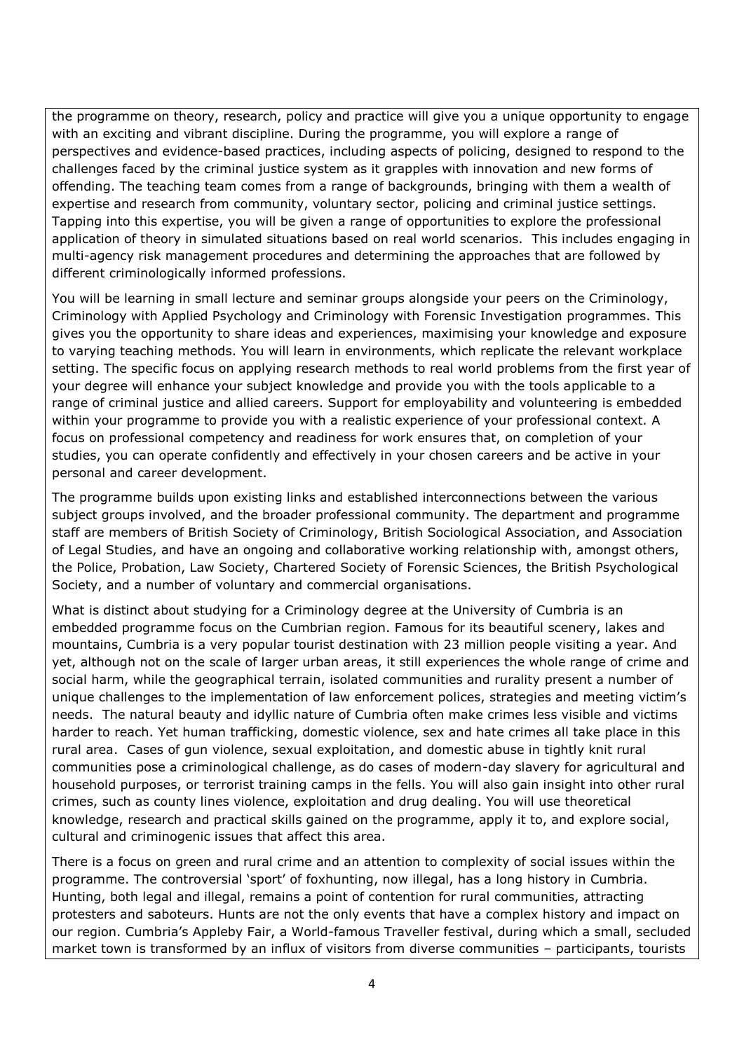the programme on theory, research, policy and practice will give you a unique opportunity to engage with an exciting and vibrant discipline. During the programme, you will explore a range of perspectives and evidence-based practices, including aspects of policing, designed to respond to the challenges faced by the criminal justice system as it grapples with innovation and new forms of offending. The teaching team comes from a range of backgrounds, bringing with them a wealth of expertise and research from community, voluntary sector, policing and criminal justice settings. Tapping into this expertise, you will be given a range of opportunities to explore the professional application of theory in simulated situations based on real world scenarios. This includes engaging in multi-agency risk management procedures and determining the approaches that are followed by different criminologically informed professions.

You will be learning in small lecture and seminar groups alongside your peers on the Criminology, Criminology with Applied Psychology and Criminology with Forensic Investigation programmes. This gives you the opportunity to share ideas and experiences, maximising your knowledge and exposure to varying teaching methods. You will learn in environments, which replicate the relevant workplace setting. The specific focus on applying research methods to real world problems from the first year of your degree will enhance your subject knowledge and provide you with the tools applicable to a range of criminal justice and allied careers. Support for employability and volunteering is embedded within your programme to provide you with a realistic experience of your professional context. A focus on professional competency and readiness for work ensures that, on completion of your studies, you can operate confidently and effectively in your chosen careers and be active in your personal and career development.

The programme builds upon existing links and established interconnections between the various subject groups involved, and the broader professional community. The department and programme staff are members of British Society of Criminology, British Sociological Association, and Association of Legal Studies, and have an ongoing and collaborative working relationship with, amongst others, the Police, Probation, Law Society, Chartered Society of Forensic Sciences, the British Psychological Society, and a number of voluntary and commercial organisations.

What is distinct about studying for a Criminology degree at the University of Cumbria is an embedded programme focus on the Cumbrian region. Famous for its beautiful scenery, lakes and mountains, Cumbria is a very popular tourist destination with 23 million people visiting a year. And yet, although not on the scale of larger urban areas, it still experiences the whole range of crime and social harm, while the geographical terrain, isolated communities and rurality present a number of unique challenges to the implementation of law enforcement polices, strategies and meeting victim's needs. The natural beauty and idyllic nature of Cumbria often make crimes less visible and victims harder to reach. Yet human trafficking, domestic violence, sex and hate crimes all take place in this rural area. Cases of gun violence, sexual exploitation, and domestic abuse in tightly knit rural communities pose a criminological challenge, as do cases of modern-day slavery for agricultural and household purposes, or terrorist training camps in the fells. You will also gain insight into other rural crimes, such as county lines violence, exploitation and drug dealing. You will use theoretical knowledge, research and practical skills gained on the programme, apply it to, and explore social, cultural and criminogenic issues that affect this area.

There is a focus on green and rural crime and an attention to complexity of social issues within the programme. The controversial 'sport' of foxhunting, now illegal, has a long history in Cumbria. Hunting, both legal and illegal, remains a point of contention for rural communities, attracting protesters and saboteurs. Hunts are not the only events that have a complex history and impact on our region. Cumbria's Appleby Fair, a World-famous Traveller festival, during which a small, secluded market town is transformed by an influx of visitors from diverse communities – participants, tourists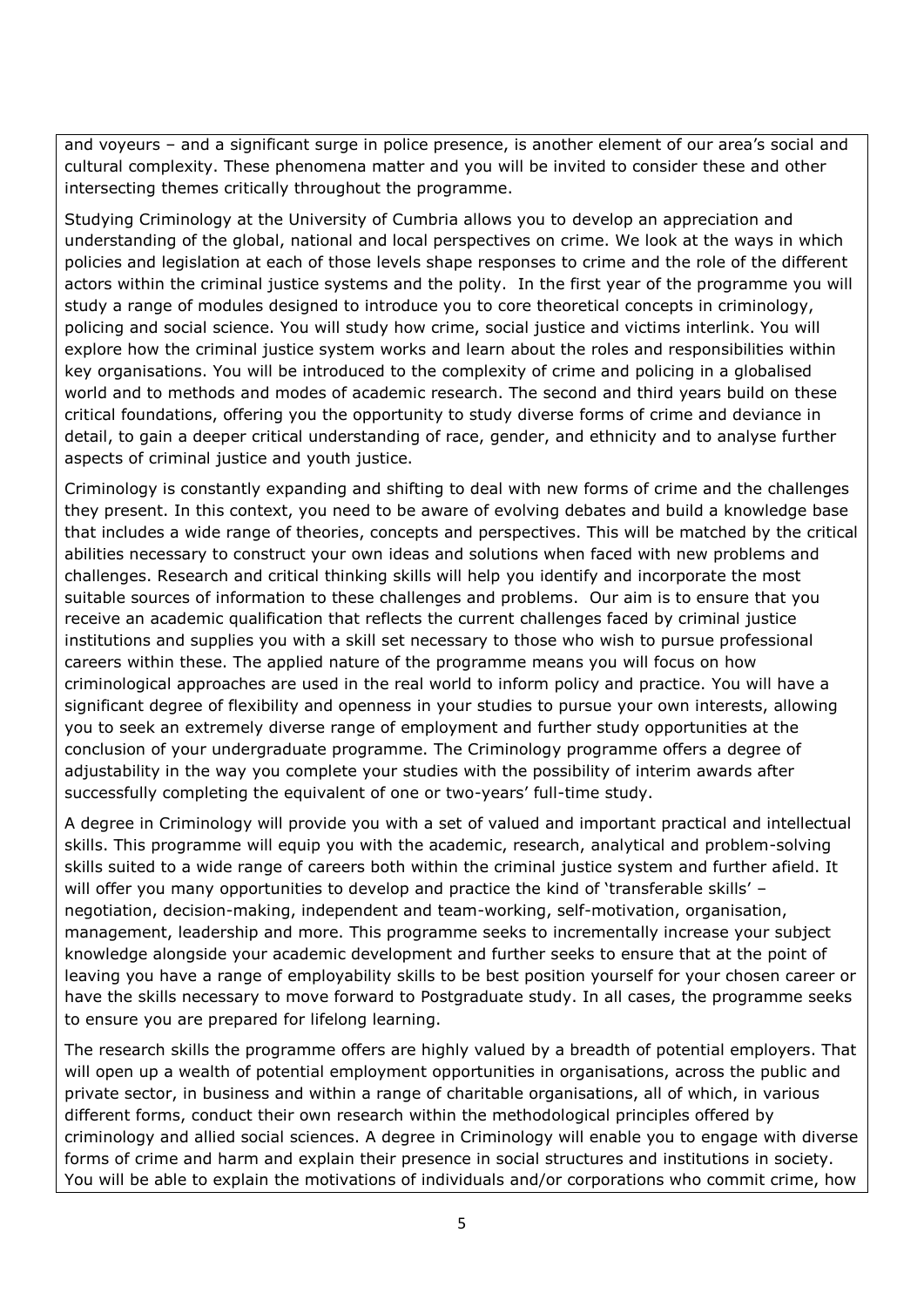and voyeurs – and a significant surge in police presence, is another element of our area's social and cultural complexity. These phenomena matter and you will be invited to consider these and other intersecting themes critically throughout the programme.

Studying Criminology at the University of Cumbria allows you to develop an appreciation and understanding of the global, national and local perspectives on crime. We look at the ways in which policies and legislation at each of those levels shape responses to crime and the role of the different actors within the criminal justice systems and the polity. In the first year of the programme you will study a range of modules designed to introduce you to core theoretical concepts in criminology, policing and social science. You will study how crime, social justice and victims interlink. You will explore how the criminal justice system works and learn about the roles and responsibilities within key organisations. You will be introduced to the complexity of crime and policing in a globalised world and to methods and modes of academic research. The second and third years build on these critical foundations, offering you the opportunity to study diverse forms of crime and deviance in detail, to gain a deeper critical understanding of race, gender, and ethnicity and to analyse further aspects of criminal justice and youth justice.

Criminology is constantly expanding and shifting to deal with new forms of crime and the challenges they present. In this context, you need to be aware of evolving debates and build a knowledge base that includes a wide range of theories, concepts and perspectives. This will be matched by the critical abilities necessary to construct your own ideas and solutions when faced with new problems and challenges. Research and critical thinking skills will help you identify and incorporate the most suitable sources of information to these challenges and problems. Our aim is to ensure that you receive an academic qualification that reflects the current challenges faced by criminal justice institutions and supplies you with a skill set necessary to those who wish to pursue professional careers within these. The applied nature of the programme means you will focus on how criminological approaches are used in the real world to inform policy and practice. You will have a significant degree of flexibility and openness in your studies to pursue your own interests, allowing you to seek an extremely diverse range of employment and further study opportunities at the conclusion of your undergraduate programme. The Criminology programme offers a degree of adjustability in the way you complete your studies with the possibility of interim awards after successfully completing the equivalent of one or two-years' full-time study.

A degree in Criminology will provide you with a set of valued and important practical and intellectual skills. This programme will equip you with the academic, research, analytical and problem-solving skills suited to a wide range of careers both within the criminal justice system and further afield. It will offer you many opportunities to develop and practice the kind of 'transferable skills' – negotiation, decision-making, independent and team-working, self-motivation, organisation, management, leadership and more. This programme seeks to incrementally increase your subject knowledge alongside your academic development and further seeks to ensure that at the point of leaving you have a range of employability skills to be best position yourself for your chosen career or have the skills necessary to move forward to Postgraduate study. In all cases, the programme seeks to ensure you are prepared for lifelong learning.

The research skills the programme offers are highly valued by a breadth of potential employers. That will open up a wealth of potential employment opportunities in organisations, across the public and private sector, in business and within a range of charitable organisations, all of which, in various different forms, conduct their own research within the methodological principles offered by criminology and allied social sciences. A degree in Criminology will enable you to engage with diverse forms of crime and harm and explain their presence in social structures and institutions in society. You will be able to explain the motivations of individuals and/or corporations who commit crime, how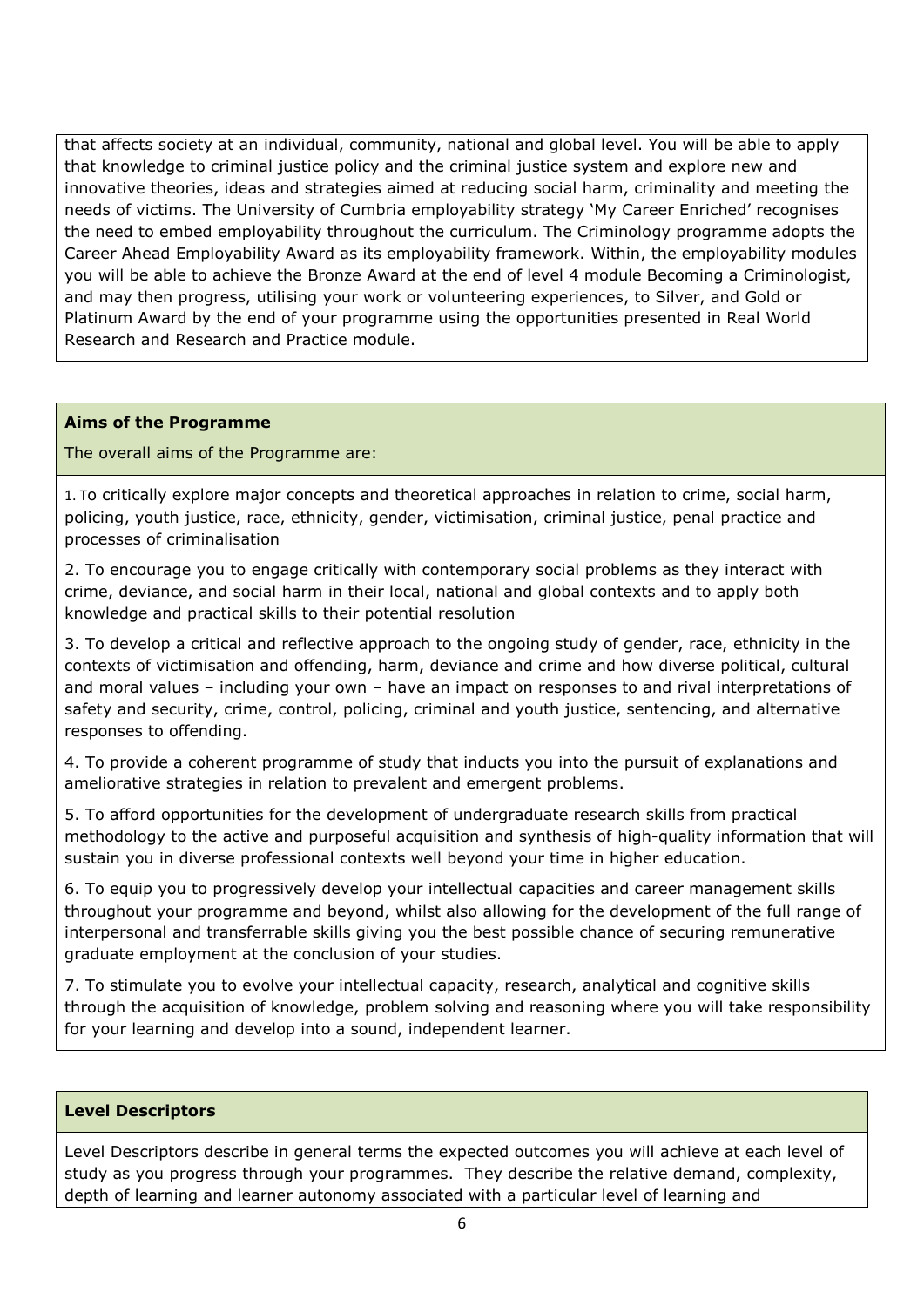that affects society at an individual, community, national and global level. You will be able to apply that knowledge to criminal justice policy and the criminal justice system and explore new and innovative theories, ideas and strategies aimed at reducing social harm, criminality and meeting the needs of victims. The University of Cumbria employability strategy 'My Career Enriched' recognises the need to embed employability throughout the curriculum. The Criminology programme adopts the Career Ahead Employability Award as its employability framework. Within, the employability modules you will be able to achieve the Bronze Award at the end of level 4 module Becoming a Criminologist, and may then progress, utilising your work or volunteering experiences, to Silver, and Gold or Platinum Award by the end of your programme using the opportunities presented in Real World Research and Research and Practice module.

**Aims of the Programme**

The overall aims of the Programme are:

1. To critically explore major concepts and theoretical approaches in relation to crime, social harm, policing, youth justice, race, ethnicity, gender, victimisation, criminal justice, penal practice and processes of criminalisation

2. To encourage you to engage critically with contemporary social problems as they interact with crime, deviance, and social harm in their local, national and global contexts and to apply both knowledge and practical skills to their potential resolution

3. To develop a critical and reflective approach to the ongoing study of gender, race, ethnicity in the contexts of victimisation and offending, harm, deviance and crime and how diverse political, cultural and moral values – including your own – have an impact on responses to and rival interpretations of safety and security, crime, control, policing, criminal and youth justice, sentencing, and alternative responses to offending.

4. To provide a coherent programme of study that inducts you into the pursuit of explanations and ameliorative strategies in relation to prevalent and emergent problems.

5. To afford opportunities for the development of undergraduate research skills from practical methodology to the active and purposeful acquisition and synthesis of high-quality information that will sustain you in diverse professional contexts well beyond your time in higher education.

6. To equip you to progressively develop your intellectual capacities and career management skills throughout your programme and beyond, whilst also allowing for the development of the full range of interpersonal and transferrable skills giving you the best possible chance of securing remunerative graduate employment at the conclusion of your studies.

7. To stimulate you to evolve your intellectual capacity, research, analytical and cognitive skills through the acquisition of knowledge, problem solving and reasoning where you will take responsibility for your learning and develop into a sound, independent learner.

**Level Descriptors**

Level Descriptors describe in general terms the expected outcomes you will achieve at each level of study as you progress through your programmes. They describe the relative demand, complexity, depth of learning and learner autonomy associated with a particular level of learning and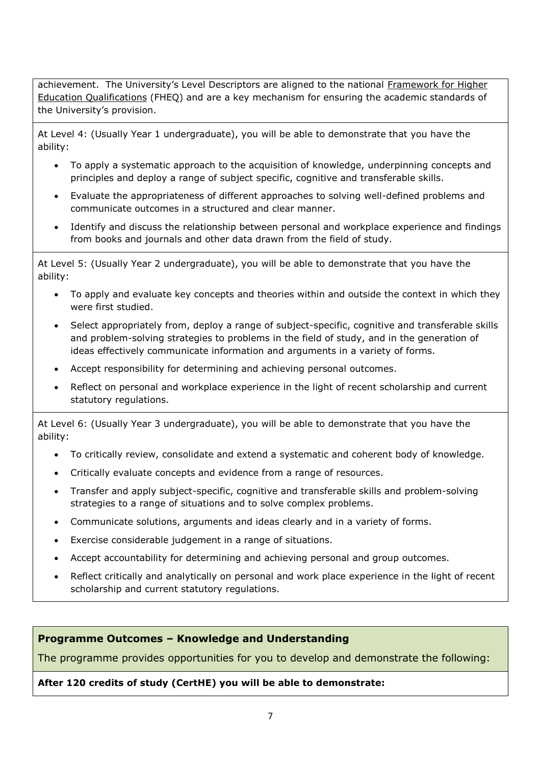achievement. The University's Level Descriptors are aligned to the national Framework for Higher Education Qualifications (FHEQ) and are a key mechanism for ensuring the academic standards of the University's provision.

At Level 4: (Usually Year 1 undergraduate), you will be able to demonstrate that you have the ability:

- To apply a systematic approach to the acquisition of knowledge, underpinning concepts and principles and deploy a range of subject specific, cognitive and transferable skills.
- Evaluate the appropriateness of different approaches to solving well-defined problems and communicate outcomes in a structured and clear manner.
- Identify and discuss the relationship between personal and workplace experience and findings from books and journals and other data drawn from the field of study.

At Level 5: (Usually Year 2 undergraduate), you will be able to demonstrate that you have the ability:

- To apply and evaluate key concepts and theories within and outside the context in which they were first studied.
- Select appropriately from, deploy a range of subject-specific, cognitive and transferable skills and problem-solving strategies to problems in the field of study, and in the generation of ideas effectively communicate information and arguments in a variety of forms.
- Accept responsibility for determining and achieving personal outcomes.
- Reflect on personal and workplace experience in the light of recent scholarship and current statutory regulations.

At Level 6: (Usually Year 3 undergraduate), you will be able to demonstrate that you have the ability:

- To critically review, consolidate and extend a systematic and coherent body of knowledge.
- Critically evaluate concepts and evidence from a range of resources.
- Transfer and apply subject-specific, cognitive and transferable skills and problem-solving strategies to a range of situations and to solve complex problems.
- Communicate solutions, arguments and ideas clearly and in a variety of forms.
- Exercise considerable judgement in a range of situations.
- Accept accountability for determining and achieving personal and group outcomes.
- Reflect critically and analytically on personal and work place experience in the light of recent scholarship and current statutory regulations.

## Programme Outcomes – Knowledge and Understanding

The programme provides opportunities for you to develop and demonstrate the following:

**After 120 credits of study (CertHE) you will be able to demonstrate:**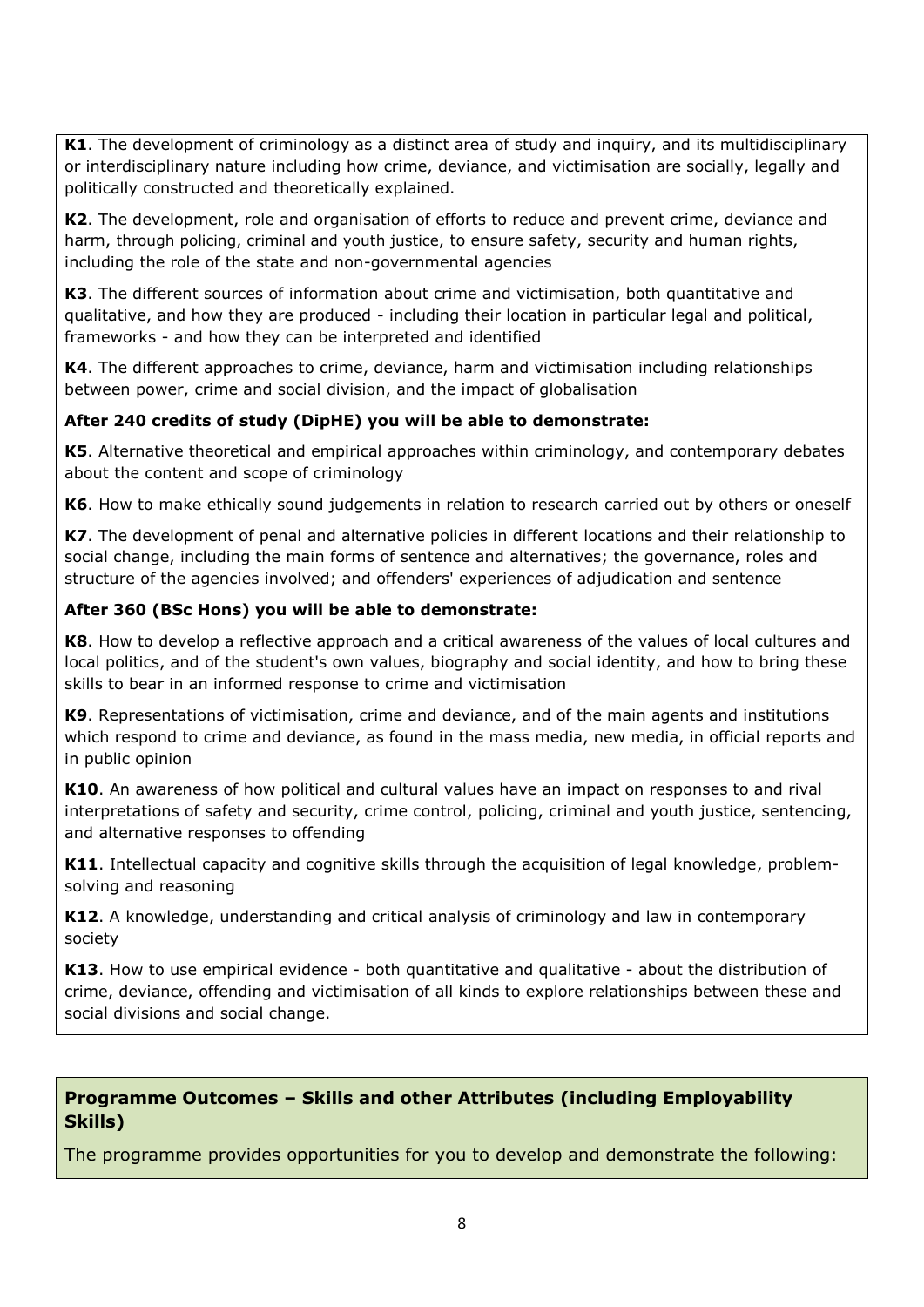**K1**. The development of criminology as a distinct area of study and inquiry, and its multidisciplinary or interdisciplinary nature including how crime, deviance, and victimisation are socially, legally and politically constructed and theoretically explained.

**K2**. The development, role and organisation of efforts to reduce and prevent crime, deviance and harm, through policing, criminal and youth justice, to ensure safety, security and human rights, including the role of the state and non-governmental agencies

**K3**. The different sources of information about crime and victimisation, both quantitative and qualitative, and how they are produced - including their location in particular legal and political, frameworks - and how they can be interpreted and identified

**K4**. The different approaches to crime, deviance, harm and victimisation including relationships between power, crime and social division, and the impact of globalisation

**After 240 credits of study (DipHE) you will be able to demonstrate:**

**K5**. Alternative theoretical and empirical approaches within criminology, and contemporary debates about the content and scope of criminology

**K6**. How to make ethically sound judgements in relation to research carried out by others or oneself

**K7**. The development of penal and alternative policies in different locations and their relationship to social change, including the main forms of sentence and alternatives; the governance, roles and structure of the agencies involved; and offenders' experiences of adjudication and sentence

**After 360 (BSc Hons) you will be able to demonstrate:**

**K8**. How to develop a reflective approach and a critical awareness of the values of local cultures and local politics, and of the student's own values, biography and social identity, and how to bring these skills to bear in an informed response to crime and victimisation

**K9**. Representations of victimisation, crime and deviance, and of the main agents and institutions which respond to crime and deviance, as found in the mass media, new media, in official reports and in public opinion

**K10**. An awareness of how political and cultural values have an impact on responses to and rival interpretations of safety and security, crime control, policing, criminal and youth justice, sentencing, and alternative responses to offending

**K11**. Intellectual capacity and cognitive skills through the acquisition of legal knowledge, problem-solving and reasoning

**K12**. A knowledge, understanding and critical analysis of criminology and law in contemporary society

**K13**. How to use empirical evidence - both quantitative and qualitative - about the distribution of crime, deviance, offending and victimisation of all kinds to explore relationships between these and social divisions and social change.

## Programme Outcomes – Skills and other Attributes (including Employability Skills)

The programme provides opportunities for you to develop and demonstrate the following: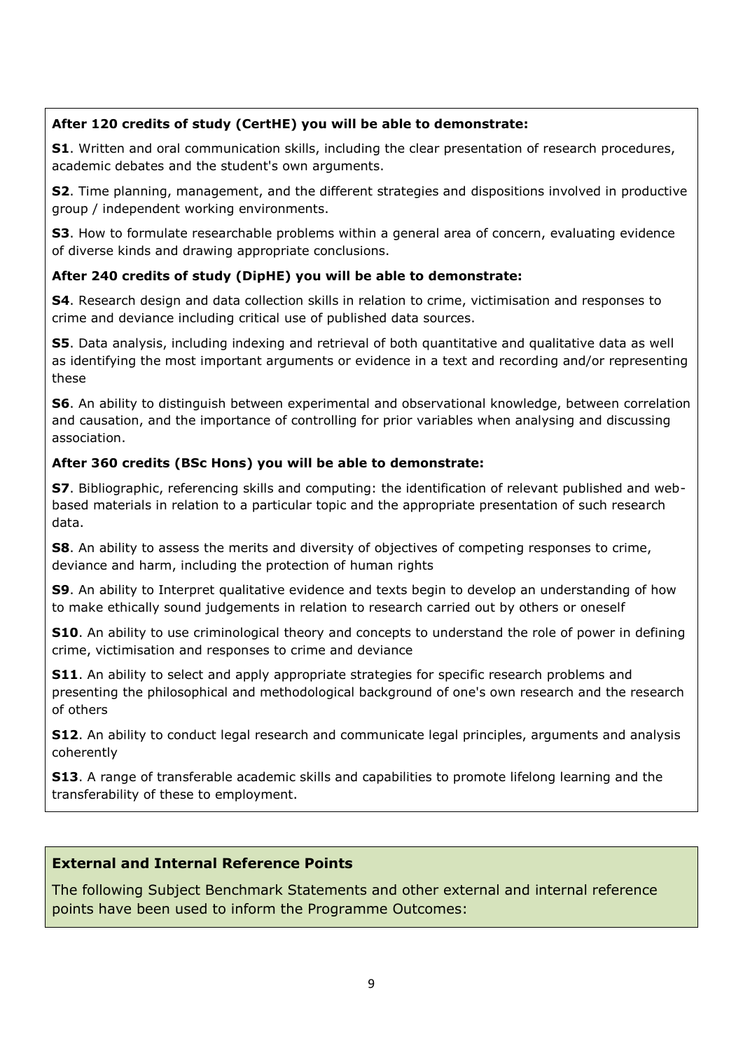**After 120 credits of study (CertHE) you will be able to demonstrate:**

**S1**. Written and oral communication skills, including the clear presentation of research procedures, academic debates and the student's own arguments.

**S2**. Time planning, management, and the different strategies and dispositions involved in productive group / independent working environments.

**S3**. How to formulate researchable problems within a general area of concern, evaluating evidence of diverse kinds and drawing appropriate conclusions.

**After 240 credits of study (DipHE) you will be able to demonstrate:**

**S4**. Research design and data collection skills in relation to crime, victimisation and responses to crime and deviance including critical use of published data sources.

**S5**. Data analysis, including indexing and retrieval of both quantitative and qualitative data as well as identifying the most important arguments or evidence in a text and recording and/or representing these

**S6**. An ability to distinguish between experimental and observational knowledge, between correlation and causation, and the importance of controlling for prior variables when analysing and discussing association.

**After 360 credits (BSc Hons) you will be able to demonstrate:**

**S7**. Bibliographic, referencing skills and computing: the identification of relevant published and web-based materials in relation to a particular topic and the appropriate presentation of such research data.

**S8**. An ability to assess the merits and diversity of objectives of competing responses to crime, deviance and harm, including the protection of human rights

**S9**. An ability to Interpret qualitative evidence and texts begin to develop an understanding of how to make ethically sound judgements in relation to research carried out by others or oneself

**S10**. An ability to use criminological theory and concepts to understand the role of power in defining crime, victimisation and responses to crime and deviance

**S11**. An ability to select and apply appropriate strategies for specific research problems and presenting the philosophical and methodological background of one's own research and the research of others

**S12**. An ability to conduct legal research and communicate legal principles, arguments and analysis coherently

**S13**. A range of transferable academic skills and capabilities to promote lifelong learning and the transferability of these to employment.

## External and Internal Reference Points

The following Subject Benchmark Statements and other external and internal reference points have been used to inform the Programme Outcomes: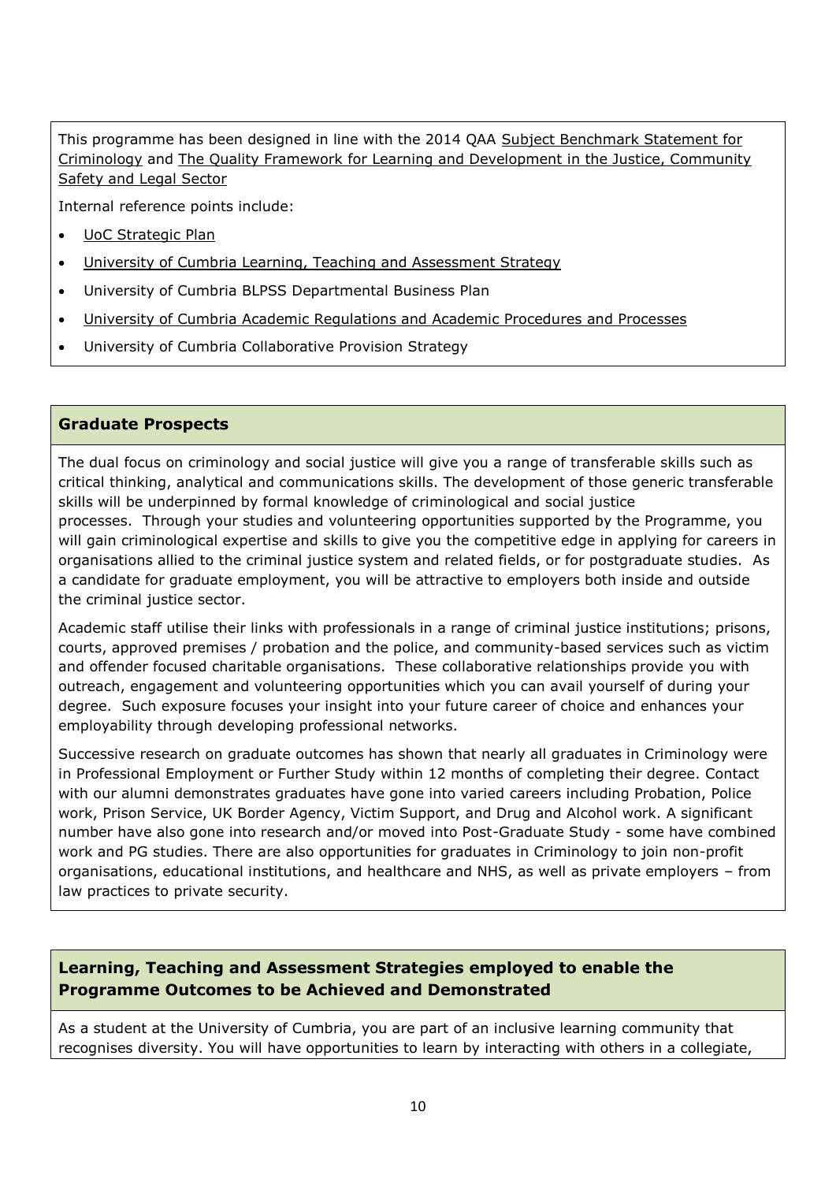This programme has been designed in line with the 2014 QAA Subject Benchmark Statement for Criminology and The Quality Framework for Learning and Development in the Justice, Community Safety and Legal Sector

Internal reference points include:

- UoC Strategic Plan
- University of Cumbria Learning, Teaching and Assessment Strategy
- University of Cumbria BLPSS Departmental Business Plan
- University of Cumbria Academic Regulations and Academic Procedures and Processes
- University of Cumbria Collaborative Provision Strategy

## Graduate Prospects

The dual focus on criminology and social justice will give you a range of transferable skills such as critical thinking, analytical and communications skills. The development of those generic transferable skills will be underpinned by formal knowledge of criminological and social justice processes. Through your studies and volunteering opportunities supported by the Programme, you will gain criminological expertise and skills to give you the competitive edge in applying for careers in organisations allied to the criminal justice system and related fields, or for postgraduate studies. As a candidate for graduate employment, you will be attractive to employers both inside and outside the criminal justice sector.

Academic staff utilise their links with professionals in a range of criminal justice institutions; prisons, courts, approved premises / probation and the police, and community-based services such as victim and offender focused charitable organisations. These collaborative relationships provide you with outreach, engagement and volunteering opportunities which you can avail yourself of during your degree. Such exposure focuses your insight into your future career of choice and enhances your employability through developing professional networks.

Successive research on graduate outcomes has shown that nearly all graduates in Criminology were in Professional Employment or Further Study within 12 months of completing their degree. Contact with our alumni demonstrates graduates have gone into varied careers including Probation, Police work, Prison Service, UK Border Agency, Victim Support, and Drug and Alcohol work. A significant number have also gone into research and/or moved into Post-Graduate Study - some have combined work and PG studies. There are also opportunities for graduates in Criminology to join non-profit organisations, educational institutions, and healthcare and NHS, as well as private employers – from law practices to private security.

## Learning, Teaching and Assessment Strategies employed to enable the Programme Outcomes to be Achieved and Demonstrated

As a student at the University of Cumbria, you are part of an inclusive learning community that recognises diversity. You will have opportunities to learn by interacting with others in a collegiate,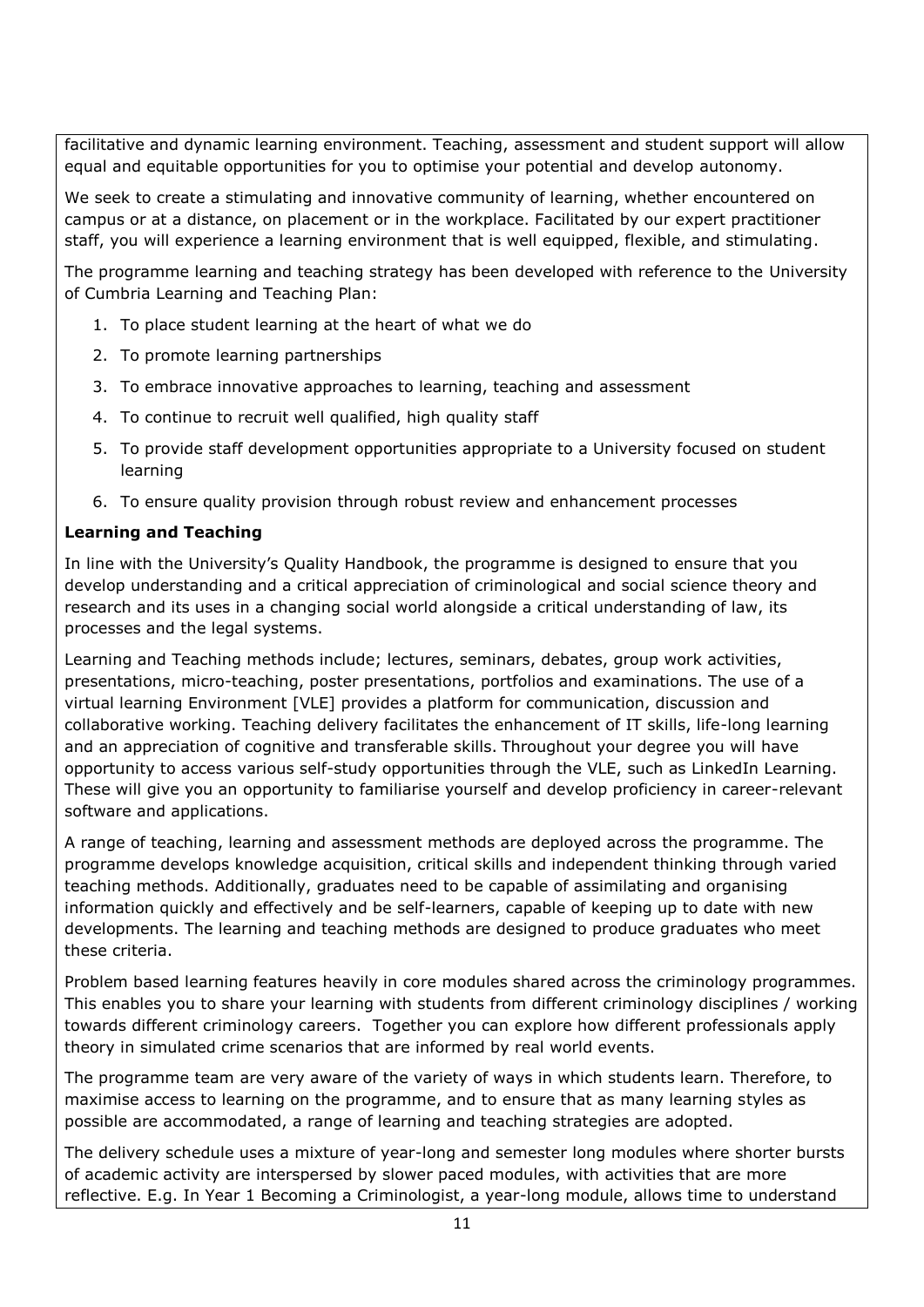facilitative and dynamic learning environment. Teaching, assessment and student support will allow equal and equitable opportunities for you to optimise your potential and develop autonomy.

We seek to create a stimulating and innovative community of learning, whether encountered on campus or at a distance, on placement or in the workplace. Facilitated by our expert practitioner staff, you will experience a learning environment that is well equipped, flexible, and stimulating.

The programme learning and teaching strategy has been developed with reference to the University of Cumbria Learning and Teaching Plan:

1. To place student learning at the heart of what we do
2. To promote learning partnerships
3. To embrace innovative approaches to learning, teaching and assessment
4. To continue to recruit well qualified, high quality staff
5. To provide staff development opportunities appropriate to a University focused on student learning
6. To ensure quality provision through robust review and enhancement processes

**Learning and Teaching**

In line with the University's Quality Handbook, the programme is designed to ensure that you develop understanding and a critical appreciation of criminological and social science theory and research and its uses in a changing social world alongside a critical understanding of law, its processes and the legal systems.

Learning and Teaching methods include; lectures, seminars, debates, group work activities, presentations, micro-teaching, poster presentations, portfolios and examinations. The use of a virtual learning Environment [VLE] provides a platform for communication, discussion and collaborative working. Teaching delivery facilitates the enhancement of IT skills, life-long learning and an appreciation of cognitive and transferable skills. Throughout your degree you will have opportunity to access various self-study opportunities through the VLE, such as LinkedIn Learning. These will give you an opportunity to familiarise yourself and develop proficiency in career-relevant software and applications.

A range of teaching, learning and assessment methods are deployed across the programme. The programme develops knowledge acquisition, critical skills and independent thinking through varied teaching methods. Additionally, graduates need to be capable of assimilating and organising information quickly and effectively and be self-learners, capable of keeping up to date with new developments. The learning and teaching methods are designed to produce graduates who meet these criteria.

Problem based learning features heavily in core modules shared across the criminology programmes. This enables you to share your learning with students from different criminology disciplines / working towards different criminology careers. Together you can explore how different professionals apply theory in simulated crime scenarios that are informed by real world events.

The programme team are very aware of the variety of ways in which students learn. Therefore, to maximise access to learning on the programme, and to ensure that as many learning styles as possible are accommodated, a range of learning and teaching strategies are adopted.

The delivery schedule uses a mixture of year-long and semester long modules where shorter bursts of academic activity are interspersed by slower paced modules, with activities that are more reflective. E.g. In Year 1 Becoming a Criminologist, a year-long module, allows time to understand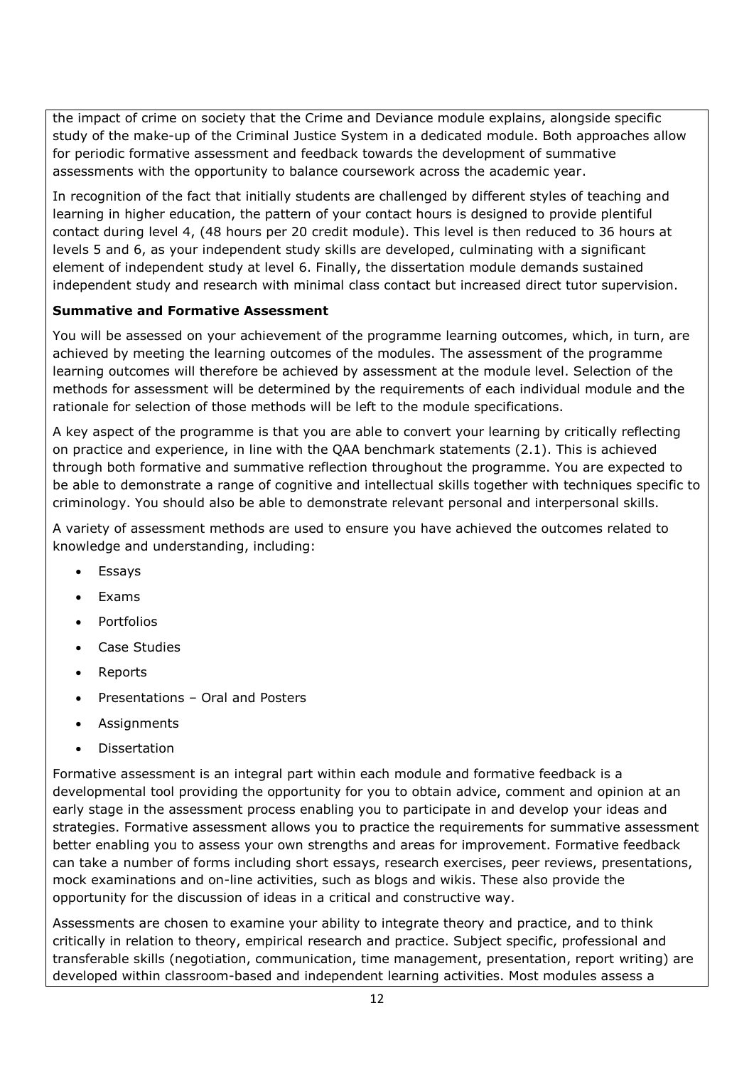the impact of crime on society that the Crime and Deviance module explains, alongside specific study of the make-up of the Criminal Justice System in a dedicated module. Both approaches allow for periodic formative assessment and feedback towards the development of summative assessments with the opportunity to balance coursework across the academic year.

In recognition of the fact that initially students are challenged by different styles of teaching and learning in higher education, the pattern of your contact hours is designed to provide plentiful contact during level 4, (48 hours per 20 credit module). This level is then reduced to 36 hours at levels 5 and 6, as your independent study skills are developed, culminating with a significant element of independent study at level 6. Finally, the dissertation module demands sustained independent study and research with minimal class contact but increased direct tutor supervision.

**Summative and Formative Assessment**

You will be assessed on your achievement of the programme learning outcomes, which, in turn, are achieved by meeting the learning outcomes of the modules. The assessment of the programme learning outcomes will therefore be achieved by assessment at the module level. Selection of the methods for assessment will be determined by the requirements of each individual module and the rationale for selection of those methods will be left to the module specifications.

A key aspect of the programme is that you are able to convert your learning by critically reflecting on practice and experience, in line with the QAA benchmark statements (2.1). This is achieved through both formative and summative reflection throughout the programme. You are expected to be able to demonstrate a range of cognitive and intellectual skills together with techniques specific to criminology. You should also be able to demonstrate relevant personal and interpersonal skills.

A variety of assessment methods are used to ensure you have achieved the outcomes related to knowledge and understanding, including:

- Essays
- Exams
- Portfolios
- Case Studies
- Reports
- Presentations – Oral and Posters
- Assignments
- Dissertation

Formative assessment is an integral part within each module and formative feedback is a developmental tool providing the opportunity for you to obtain advice, comment and opinion at an early stage in the assessment process enabling you to participate in and develop your ideas and strategies. Formative assessment allows you to practice the requirements for summative assessment better enabling you to assess your own strengths and areas for improvement. Formative feedback can take a number of forms including short essays, research exercises, peer reviews, presentations, mock examinations and on-line activities, such as blogs and wikis. These also provide the opportunity for the discussion of ideas in a critical and constructive way.

Assessments are chosen to examine your ability to integrate theory and practice, and to think critically in relation to theory, empirical research and practice. Subject specific, professional and transferable skills (negotiation, communication, time management, presentation, report writing) are developed within classroom-based and independent learning activities. Most modules assess a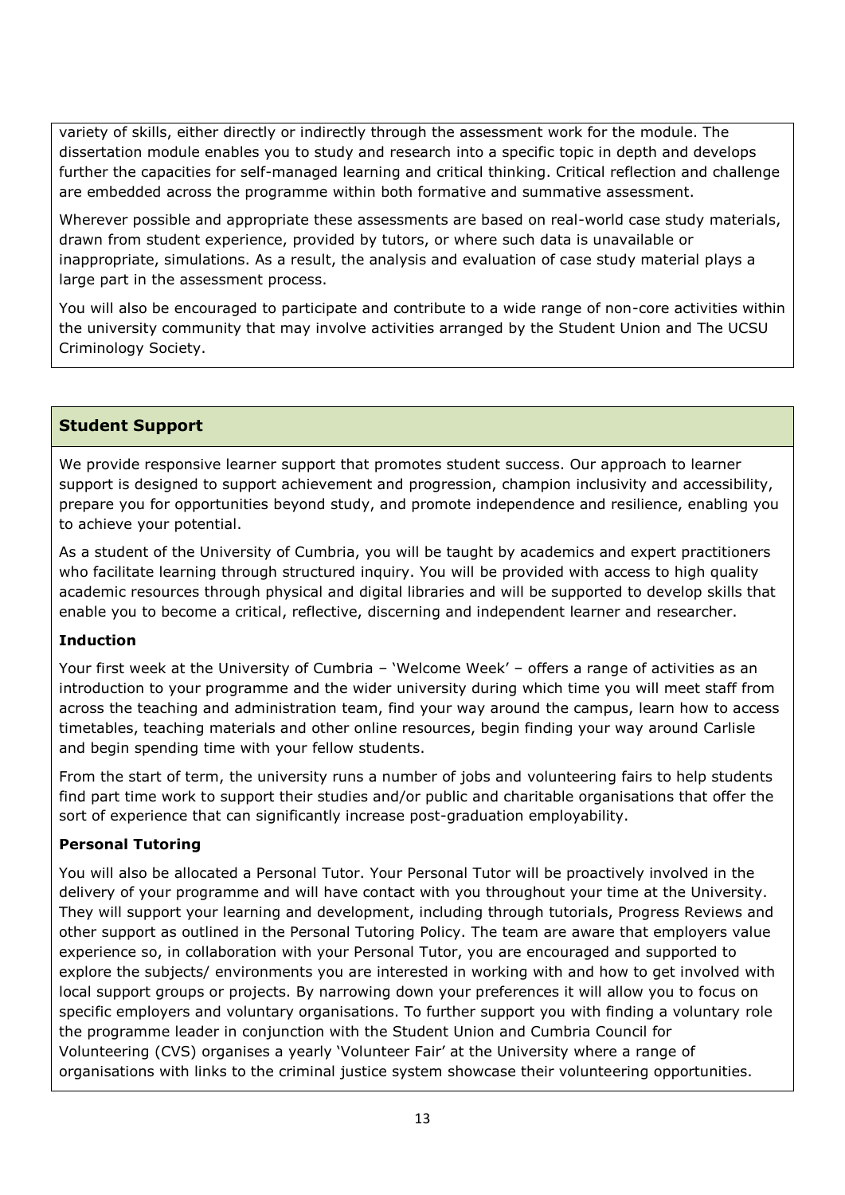variety of skills, either directly or indirectly through the assessment work for the module. The dissertation module enables you to study and research into a specific topic in depth and develops further the capacities for self-managed learning and critical thinking. Critical reflection and challenge are embedded across the programme within both formative and summative assessment.

Wherever possible and appropriate these assessments are based on real-world case study materials, drawn from student experience, provided by tutors, or where such data is unavailable or inappropriate, simulations. As a result, the analysis and evaluation of case study material plays a large part in the assessment process.

You will also be encouraged to participate and contribute to a wide range of non-core activities within the university community that may involve activities arranged by the Student Union and The UCSU Criminology Society.

## Student Support

We provide responsive learner support that promotes student success. Our approach to learner support is designed to support achievement and progression, champion inclusivity and accessibility, prepare you for opportunities beyond study, and promote independence and resilience, enabling you to achieve your potential.

As a student of the University of Cumbria, you will be taught by academics and expert practitioners who facilitate learning through structured inquiry. You will be provided with access to high quality academic resources through physical and digital libraries and will be supported to develop skills that enable you to become a critical, reflective, discerning and independent learner and researcher.

### Induction

Your first week at the University of Cumbria – 'Welcome Week' – offers a range of activities as an introduction to your programme and the wider university during which time you will meet staff from across the teaching and administration team, find your way around the campus, learn how to access timetables, teaching materials and other online resources, begin finding your way around Carlisle and begin spending time with your fellow students.

From the start of term, the university runs a number of jobs and volunteering fairs to help students find part time work to support their studies and/or public and charitable organisations that offer the sort of experience that can significantly increase post-graduation employability.

### Personal Tutoring

You will also be allocated a Personal Tutor. Your Personal Tutor will be proactively involved in the delivery of your programme and will have contact with you throughout your time at the University. They will support your learning and development, including through tutorials, Progress Reviews and other support as outlined in the Personal Tutoring Policy. The team are aware that employers value experience so, in collaboration with your Personal Tutor, you are encouraged and supported to explore the subjects/ environments you are interested in working with and how to get involved with local support groups or projects. By narrowing down your preferences it will allow you to focus on specific employers and voluntary organisations. To further support you with finding a voluntary role the programme leader in conjunction with the Student Union and Cumbria Council for Volunteering (CVS) organises a yearly 'Volunteer Fair' at the University where a range of organisations with links to the criminal justice system showcase their volunteering opportunities.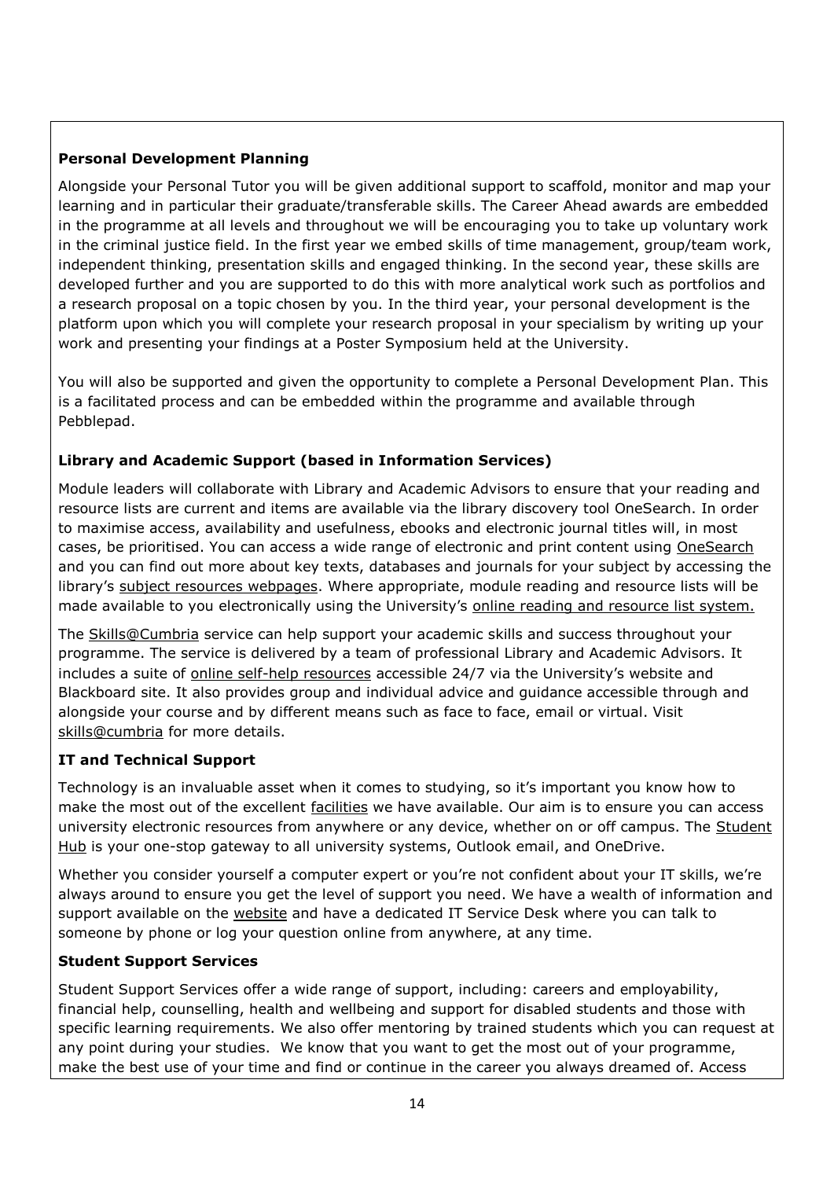**Personal Development Planning**

Alongside your Personal Tutor you will be given additional support to scaffold, monitor and map your learning and in particular their graduate/transferable skills. The Career Ahead awards are embedded in the programme at all levels and throughout we will be encouraging you to take up voluntary work in the criminal justice field. In the first year we embed skills of time management, group/team work, independent thinking, presentation skills and engaged thinking. In the second year, these skills are developed further and you are supported to do this with more analytical work such as portfolios and a research proposal on a topic chosen by you. In the third year, your personal development is the platform upon which you will complete your research proposal in your specialism by writing up your work and presenting your findings at a Poster Symposium held at the University.

You will also be supported and given the opportunity to complete a Personal Development Plan. This is a facilitated process and can be embedded within the programme and available through Pebblepad.

**Library and Academic Support (based in Information Services)**

Module leaders will collaborate with Library and Academic Advisors to ensure that your reading and resource lists are current and items are available via the library discovery tool OneSearch. In order to maximise access, availability and usefulness, ebooks and electronic journal titles will, in most cases, be prioritised. You can access a wide range of electronic and print content using OneSearch and you can find out more about key texts, databases and journals for your subject by accessing the library's subject resources webpages. Where appropriate, module reading and resource lists will be made available to you electronically using the University's online reading and resource list system.

The Skills@Cumbria service can help support your academic skills and success throughout your programme. The service is delivered by a team of professional Library and Academic Advisors. It includes a suite of online self-help resources accessible 24/7 via the University's website and Blackboard site. It also provides group and individual advice and guidance accessible through and alongside your course and by different means such as face to face, email or virtual. Visit skills@cumbria for more details.

**IT and Technical Support**

Technology is an invaluable asset when it comes to studying, so it's important you know how to make the most out of the excellent facilities we have available. Our aim is to ensure you can access university electronic resources from anywhere or any device, whether on or off campus. The Student Hub is your one-stop gateway to all university systems, Outlook email, and OneDrive.

Whether you consider yourself a computer expert or you're not confident about your IT skills, we're always around to ensure you get the level of support you need. We have a wealth of information and support available on the website and have a dedicated IT Service Desk where you can talk to someone by phone or log your question online from anywhere, at any time.

**Student Support Services**

Student Support Services offer a wide range of support, including: careers and employability, financial help, counselling, health and wellbeing and support for disabled students and those with specific learning requirements. We also offer mentoring by trained students which you can request at any point during your studies. We know that you want to get the most out of your programme, make the best use of your time and find or continue in the career you always dreamed of. Access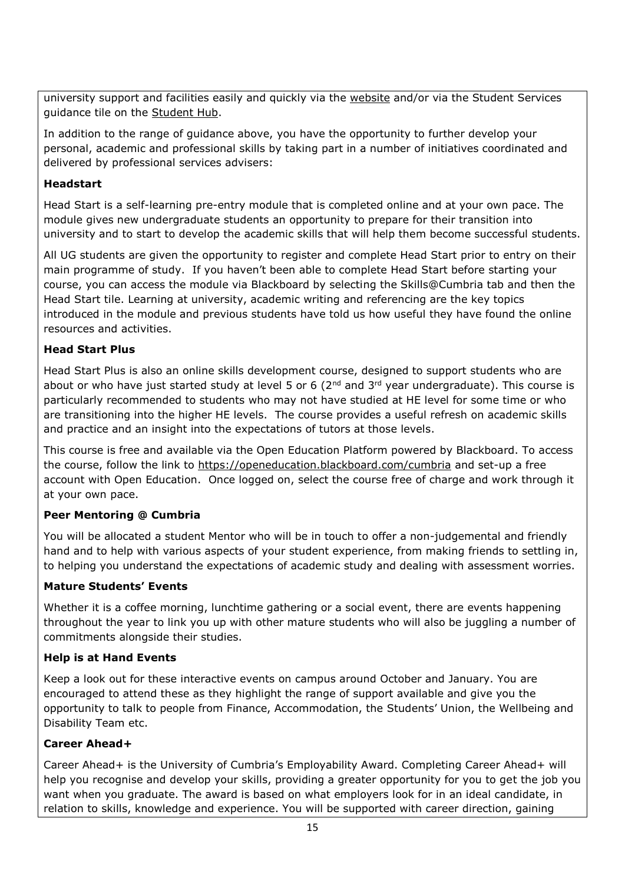university support and facilities easily and quickly via the website and/or via the Student Services guidance tile on the Student Hub.

In addition to the range of guidance above, you have the opportunity to further develop your personal, academic and professional skills by taking part in a number of initiatives coordinated and delivered by professional services advisers:

**Headstart**

Head Start is a self-learning pre-entry module that is completed online and at your own pace. The module gives new undergraduate students an opportunity to prepare for their transition into university and to start to develop the academic skills that will help them become successful students.

All UG students are given the opportunity to register and complete Head Start prior to entry on their main programme of study. If you haven't been able to complete Head Start before starting your course, you can access the module via Blackboard by selecting the Skills@Cumbria tab and then the Head Start tile. Learning at university, academic writing and referencing are the key topics introduced in the module and previous students have told us how useful they have found the online resources and activities.

**Head Start Plus**

Head Start Plus is also an online skills development course, designed to support students who are about or who have just started study at level 5 or 6 (2nd and 3rd year undergraduate). This course is particularly recommended to students who may not have studied at HE level for some time or who are transitioning into the higher HE levels. The course provides a useful refresh on academic skills and practice and an insight into the expectations of tutors at those levels.

This course is free and available via the Open Education Platform powered by Blackboard. To access the course, follow the link to https://openeducation.blackboard.com/cumbria and set-up a free account with Open Education. Once logged on, select the course free of charge and work through it at your own pace.

**Peer Mentoring @ Cumbria**

You will be allocated a student Mentor who will be in touch to offer a non-judgemental and friendly hand and to help with various aspects of your student experience, from making friends to settling in, to helping you understand the expectations of academic study and dealing with assessment worries.

**Mature Students' Events**

Whether it is a coffee morning, lunchtime gathering or a social event, there are events happening throughout the year to link you up with other mature students who will also be juggling a number of commitments alongside their studies.

**Help is at Hand Events**

Keep a look out for these interactive events on campus around October and January. You are encouraged to attend these as they highlight the range of support available and give you the opportunity to talk to people from Finance, Accommodation, the Students' Union, the Wellbeing and Disability Team etc.

**Career Ahead+**

Career Ahead+ is the University of Cumbria's Employability Award. Completing Career Ahead+ will help you recognise and develop your skills, providing a greater opportunity for you to get the job you want when you graduate. The award is based on what employers look for in an ideal candidate, in relation to skills, knowledge and experience. You will be supported with career direction, gaining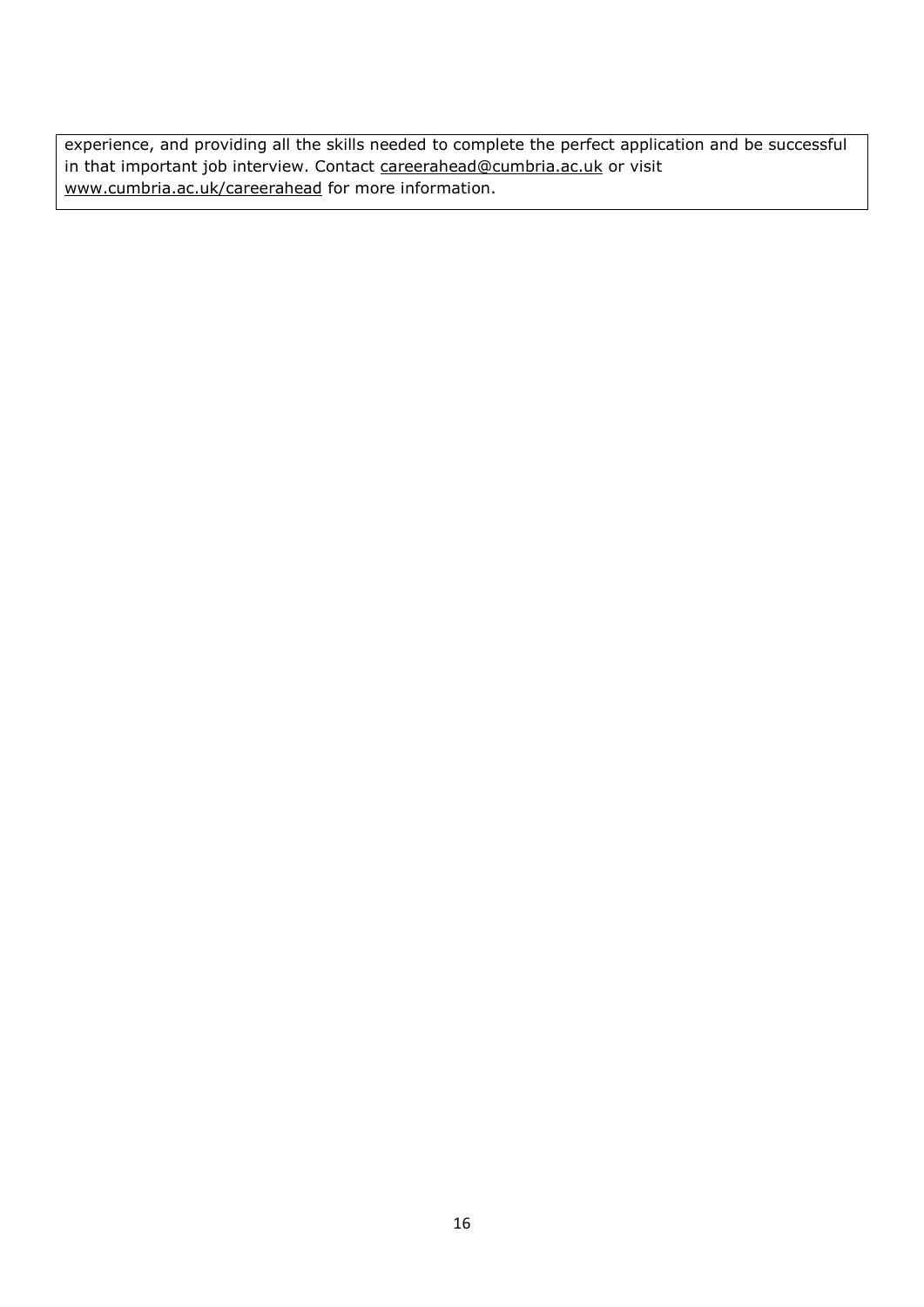experience, and providing all the skills needed to complete the perfect application and be successful in that important job interview. Contact careerahead@cumbria.ac.uk or visit www.cumbria.ac.uk/careerahead for more information.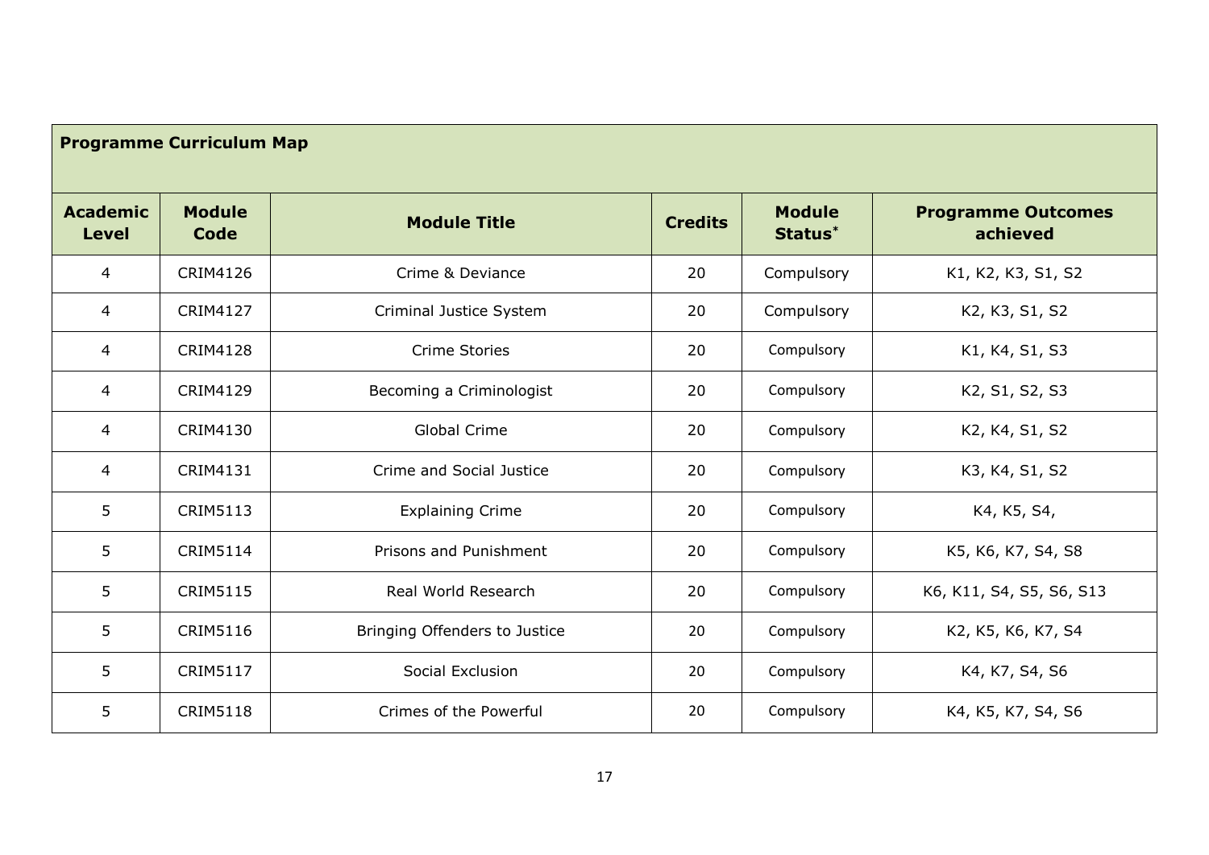| **Programme Curriculum Map** | | | | | |
|---|---|---|---|---|---|
| **Academic Level** | **Module Code** | **Module Title** | **Credits** | **Module Status*** | **Programme Outcomes achieved** |
| 4 | CRIM4126 | Crime & Deviance | 20 | Compulsory | K1, K2, K3, S1, S2 |
| 4 | CRIM4127 | Criminal Justice System | 20 | Compulsory | K2, K3, S1, S2 |
| 4 | CRIM4128 | Crime Stories | 20 | Compulsory | K1, K4, S1, S3 |
| 4 | CRIM4129 | Becoming a Criminologist | 20 | Compulsory | K2, S1, S2, S3 |
| 4 | CRIM4130 | Global Crime | 20 | Compulsory | K2, K4, S1, S2 |
| 4 | CRIM4131 | Crime and Social Justice | 20 | Compulsory | K3, K4, S1, S2 |
| 5 | CRIM5113 | Explaining Crime | 20 | Compulsory | K4, K5, S4, |
| 5 | CRIM5114 | Prisons and Punishment | 20 | Compulsory | K5, K6, K7, S4, S8 |
| 5 | CRIM5115 | Real World Research | 20 | Compulsory | K6, K11, S4, S5, S6, S13 |
| 5 | CRIM5116 | Bringing Offenders to Justice | 20 | Compulsory | K2, K5, K6, K7, S4 |
| 5 | CRIM5117 | Social Exclusion | 20 | Compulsory | K4, K7, S4, S6 |
| 5 | CRIM5118 | Crimes of the Powerful | 20 | Compulsory | K4, K5, K7, S4, S6 |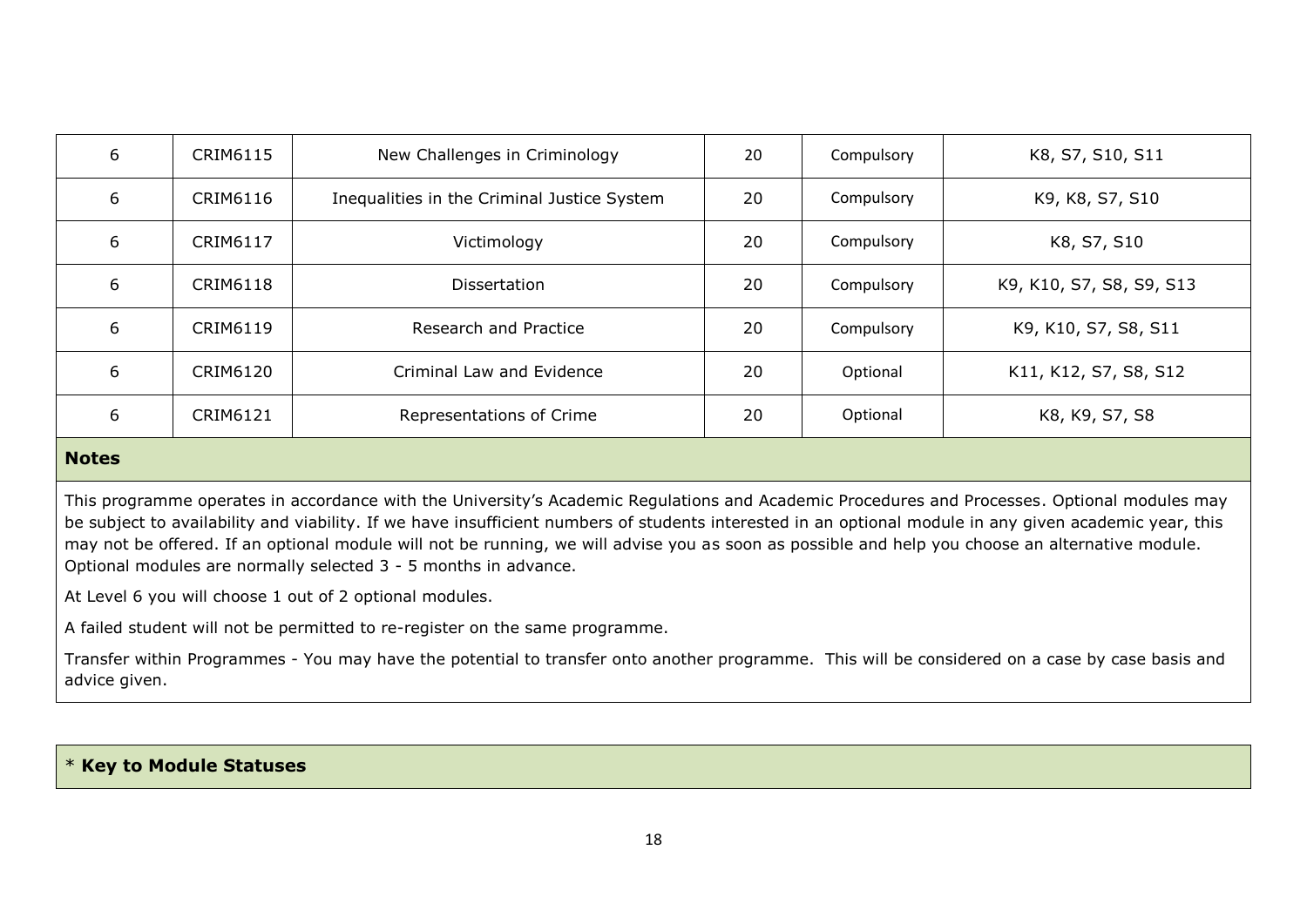| 6 | CRIM6115 | New Challenges in Criminology | 20 | Compulsory | K8, S7, S10, S11 |
|---|---|---|---|---|---|
| 6 | CRIM6116 | Inequalities in the Criminal Justice System | 20 | Compulsory | K9, K8, S7, S10 |
| 6 | CRIM6117 | Victimology | 20 | Compulsory | K8, S7, S10 |
| 6 | CRIM6118 | Dissertation | 20 | Compulsory | K9, K10, S7, S8, S9, S13 |
| 6 | CRIM6119 | Research and Practice | 20 | Compulsory | K9, K10, S7, S8, S11 |
| 6 | CRIM6120 | Criminal Law and Evidence | 20 | Optional | K11, K12, S7, S8, S12 |
| 6 | CRIM6121 | Representations of Crime | 20 | Optional | K8, K9, S7, S8 |

**Notes**

This programme operates in accordance with the University's Academic Regulations and Academic Procedures and Processes. Optional modules may be subject to availability and viability. If we have insufficient numbers of students interested in an optional module in any given academic year, this may not be offered. If an optional module will not be running, we will advise you as soon as possible and help you choose an alternative module. Optional modules are normally selected 3 - 5 months in advance.

At Level 6 you will choose 1 out of 2 optional modules.

A failed student will not be permitted to re-register on the same programme.

Transfer within Programmes - You may have the potential to transfer onto another programme. This will be considered on a case by case basis and advice given.

\* **Key to Module Statuses**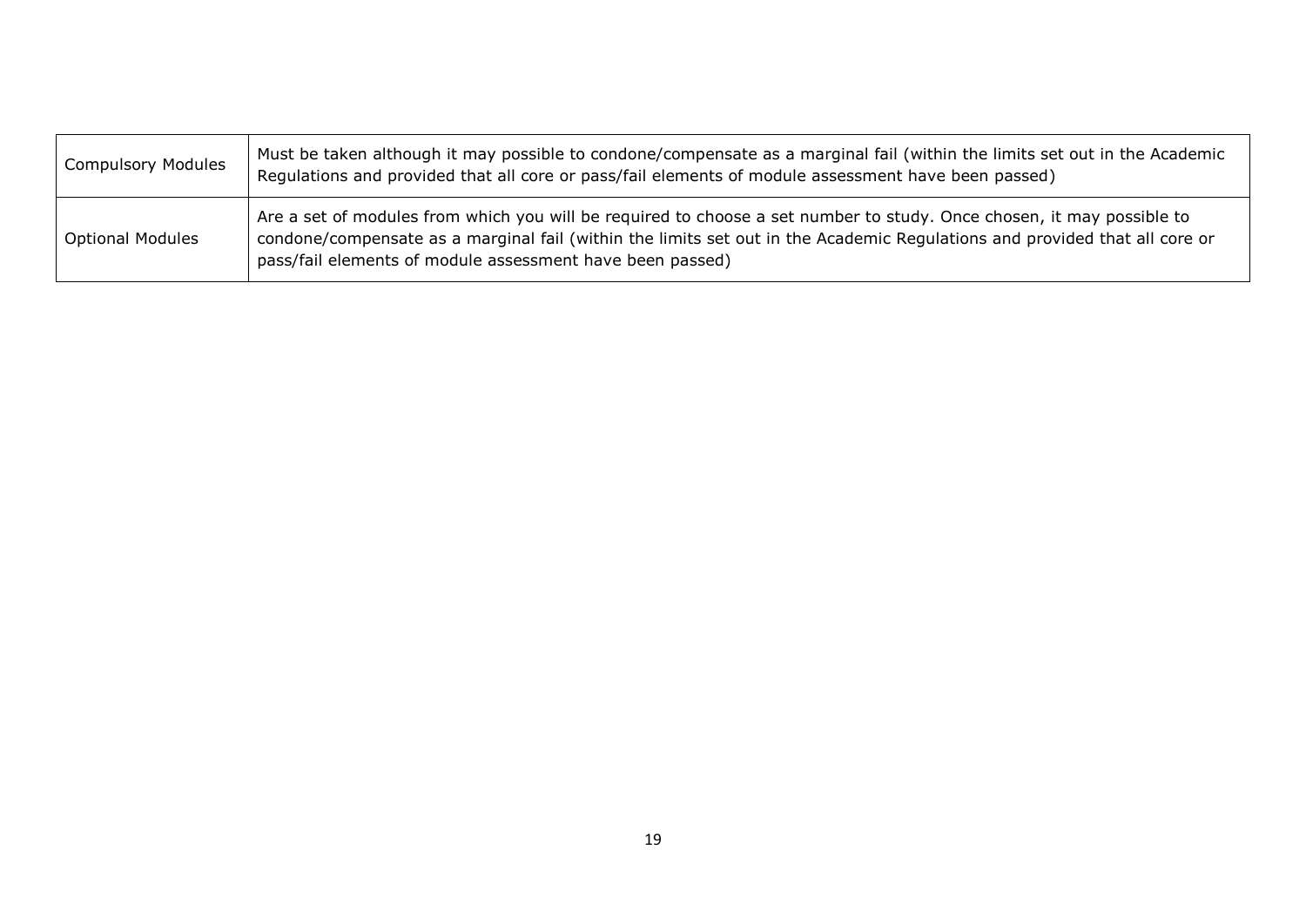| Compulsory Modules | Must be taken although it may possible to condone/compensate as a marginal fail (within the limits set out in the Academic Regulations and provided that all core or pass/fail elements of module assessment have been passed) |
|---|---|
| Optional Modules | Are a set of modules from which you will be required to choose a set number to study. Once chosen, it may possible to condone/compensate as a marginal fail (within the limits set out in the Academic Regulations and provided that all core or pass/fail elements of module assessment have been passed) |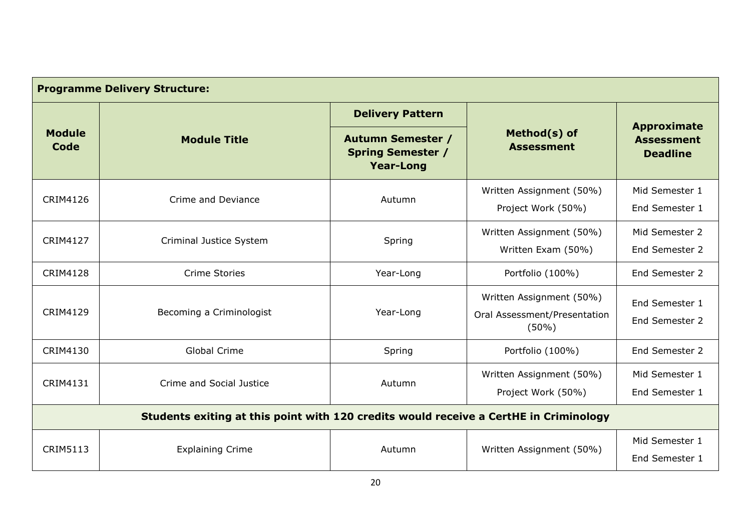| **Programme Delivery Structure:** | | | | |
|---|---|---|---|---|
| **Module Code** | **Module Title** | **Delivery Pattern**<br>**Autumn Semester / Spring Semester / Year-Long** | **Method(s) of Assessment** | **Approximate Assessment Deadline** |
| CRIM4126 | Crime and Deviance | Autumn | Written Assignment (50%)<br>Project Work (50%) | Mid Semester 1<br>End Semester 1 |
| CRIM4127 | Criminal Justice System | Spring | Written Assignment (50%)<br>Written Exam (50%) | Mid Semester 2<br>End Semester 2 |
| CRIM4128 | Crime Stories | Year-Long | Portfolio (100%) | End Semester 2 |
| CRIM4129 | Becoming a Criminologist | Year-Long | Written Assignment (50%)<br>Oral Assessment/Presentation (50%) | End Semester 1<br>End Semester 2 |
| CRIM4130 | Global Crime | Spring | Portfolio (100%) | End Semester 2 |
| CRIM4131 | Crime and Social Justice | Autumn | Written Assignment (50%)<br>Project Work (50%) | Mid Semester 1<br>End Semester 1 |
| **Students exiting at this point with 120 credits would receive a CertHE in Criminology** | | | | |
| CRIM5113 | Explaining Crime | Autumn | Written Assignment (50%) | Mid Semester 1<br>End Semester 1 |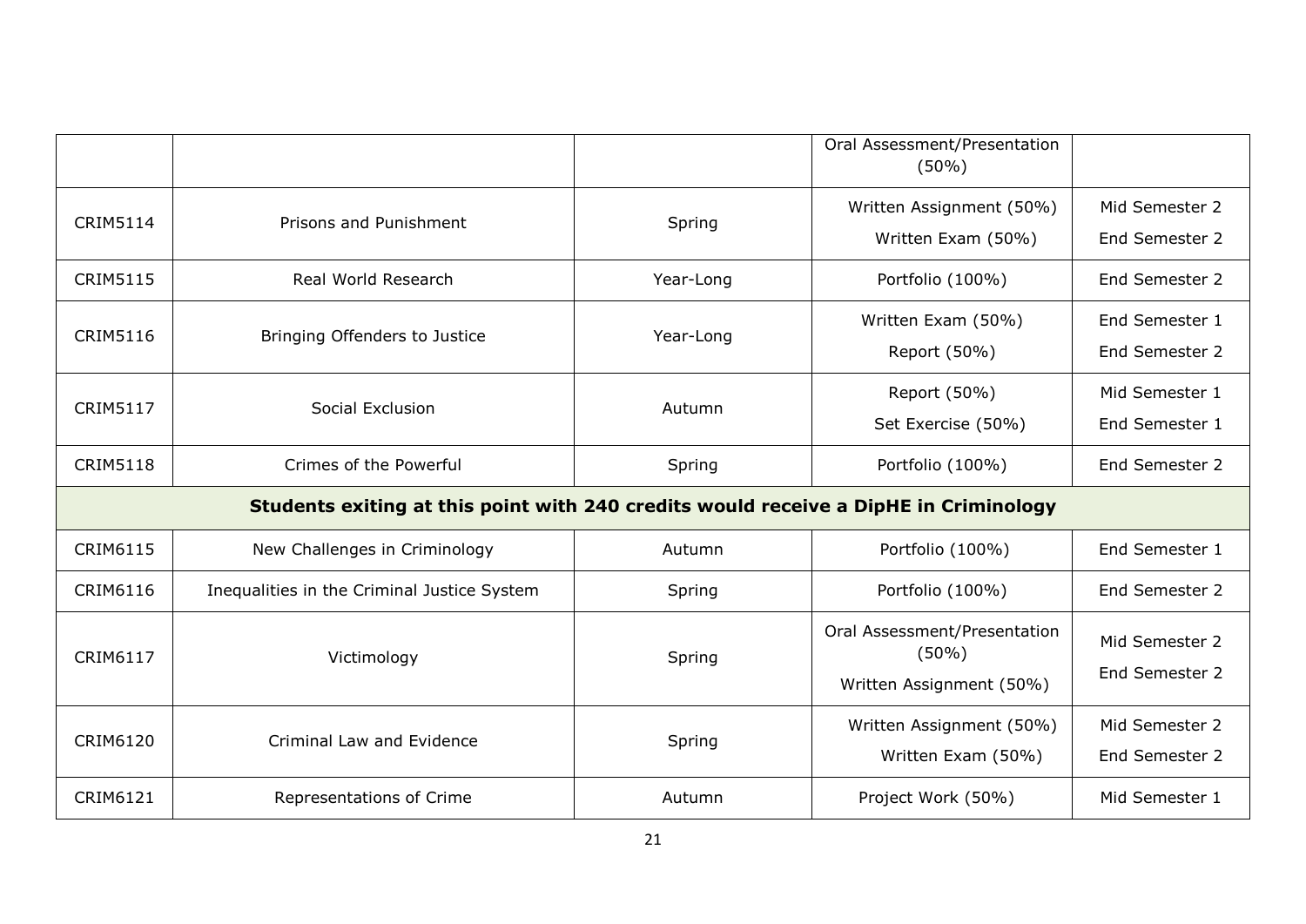| | | | | |
|---|---|---|---|---|
| | | | Oral Assessment/Presentation (50%) | |
| CRIM5114 | Prisons and Punishment | Spring | Written Assignment (50%)<br>Written Exam (50%) | Mid Semester 2<br>End Semester 2 |
| CRIM5115 | Real World Research | Year-Long | Portfolio (100%) | End Semester 2 |
| CRIM5116 | Bringing Offenders to Justice | Year-Long | Written Exam (50%)<br>Report (50%) | End Semester 1<br>End Semester 2 |
| CRIM5117 | Social Exclusion | Autumn | Report (50%)<br>Set Exercise (50%) | Mid Semester 1<br>End Semester 1 |
| CRIM5118 | Crimes of the Powerful | Spring | Portfolio (100%) | End Semester 2 |
| **Students exiting at this point with 240 credits would receive a DipHE in Criminology** | | | | |
| CRIM6115 | New Challenges in Criminology | Autumn | Portfolio (100%) | End Semester 1 |
| CRIM6116 | Inequalities in the Criminal Justice System | Spring | Portfolio (100%) | End Semester 2 |
| CRIM6117 | Victimology | Spring | Oral Assessment/Presentation (50%)<br>Written Assignment (50%) | Mid Semester 2<br>End Semester 2 |
| CRIM6120 | Criminal Law and Evidence | Spring | Written Assignment (50%)<br>Written Exam (50%) | Mid Semester 2<br>End Semester 2 |
| CRIM6121 | Representations of Crime | Autumn | Project Work (50%) | Mid Semester 1 |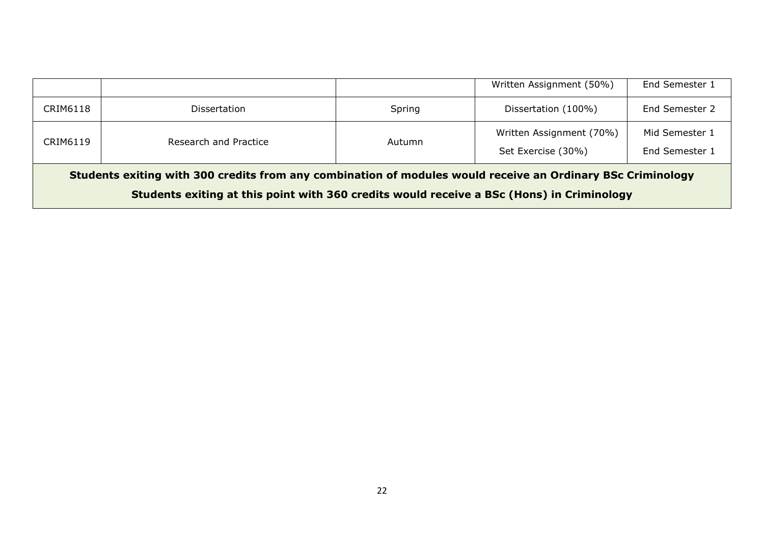| | | | | |
|---|---|---|---|---|
| | | | Written Assignment (50%) | End Semester 1 |
| CRIM6118 | Dissertation | Spring | Dissertation (100%) | End Semester 2 |
| CRIM6119 | Research and Practice | Autumn | Written Assignment (70%)<br>Set Exercise (30%) | Mid Semester 1<br>End Semester 1 |
| **Students exiting with 300 credits from any combination of modules would receive an Ordinary BSc Criminology**<br>**Students exiting at this point with 360 credits would receive a BSc (Hons) in Criminology** | | | | |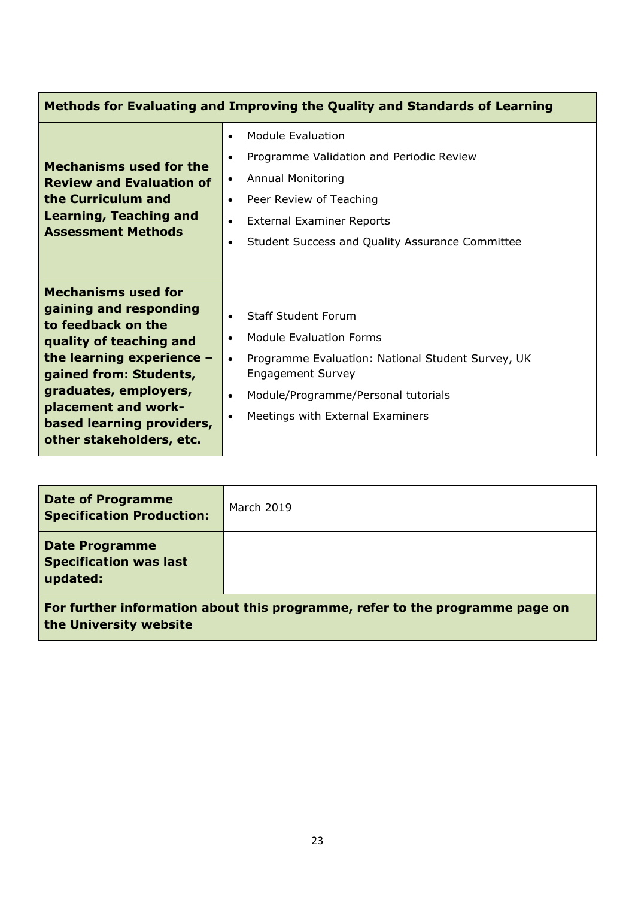| Methods for Evaluating and Improving the Quality and Standards of Learning | |
|---|---|
| **Mechanisms used for the Review and Evaluation of the Curriculum and Learning, Teaching and Assessment Methods** | • Module Evaluation<br>• Programme Validation and Periodic Review<br>• Annual Monitoring<br>• Peer Review of Teaching<br>• External Examiner Reports<br>• Student Success and Quality Assurance Committee |
| **Mechanisms used for gaining and responding to feedback on the quality of teaching and the learning experience – gained from: Students, graduates, employers, placement and work-based learning providers, other stakeholders, etc.** | • Staff Student Forum<br>• Module Evaluation Forms<br>• Programme Evaluation: National Student Survey, UK Engagement Survey<br>• Module/Programme/Personal tutorials<br>• Meetings with External Examiners |

| | |
|---|---|
| **Date of Programme Specification Production:** | March 2019 |
| **Date Programme Specification was last updated:** | |
| **For further information about this programme, refer to the programme page on the University website** | |